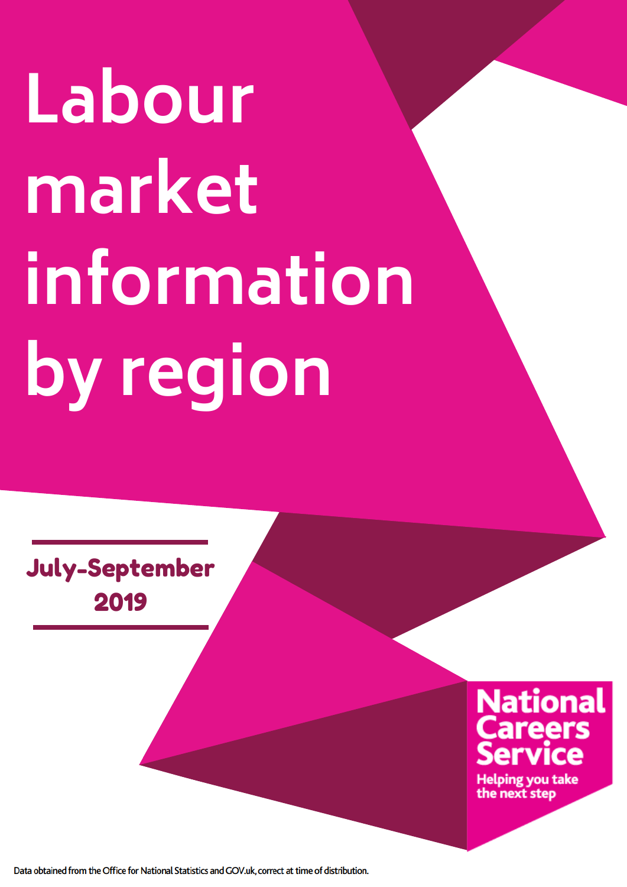# Labour market information by region

**July-September 2019**

National Careers Service

Helping you take the next step

Data obtained from the Office for National Statistics and GOV.uk, correct at time of distribution.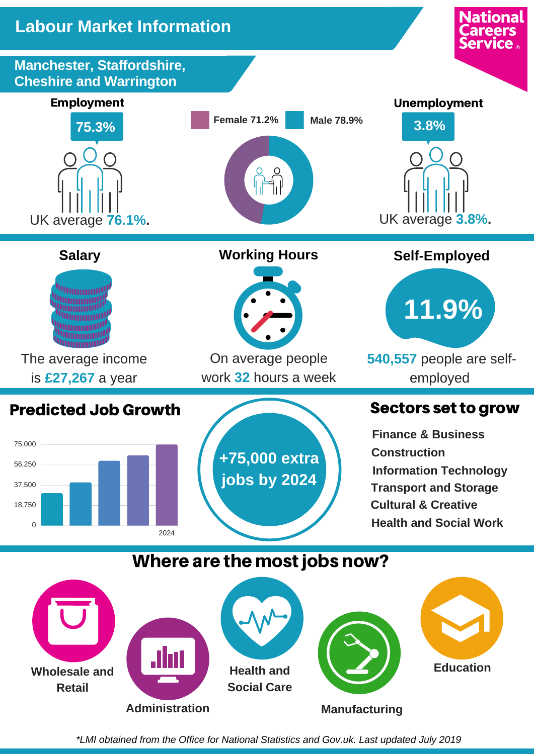# Labour Market Information

National Careers Service

## Manchester, Staffordshire, Cheshire and Warrington

### Employment

**75.3%**

UK average **76.1%.**

Female 71.2%

Male 78.9%

### Unemployment

**3.8%**

UK average **3.8%.**

### Salary

The average income is **£27,267** a year

### Working Hours

On average people work **32** hours a week

### Self-Employed

**11.9%**

**540,557** people are self-employed

### Predicted Job Growth

75,000
56,250
37,500
18,750
0

2024

**+75,000 extra jobs by 2024**

### Sectors set to grow

- Finance & Business
- Construction
- Information Technology
- Transport and Storage
- Cultural & Creative
- Health and Social Work

## Where are the most jobs now?

- Wholesale and Retail
- Administration
- Health and Social Care
- Manufacturing
- Education

*\*LMI obtained from the Office for National Statistics and Gov.uk. Last updated July 2019*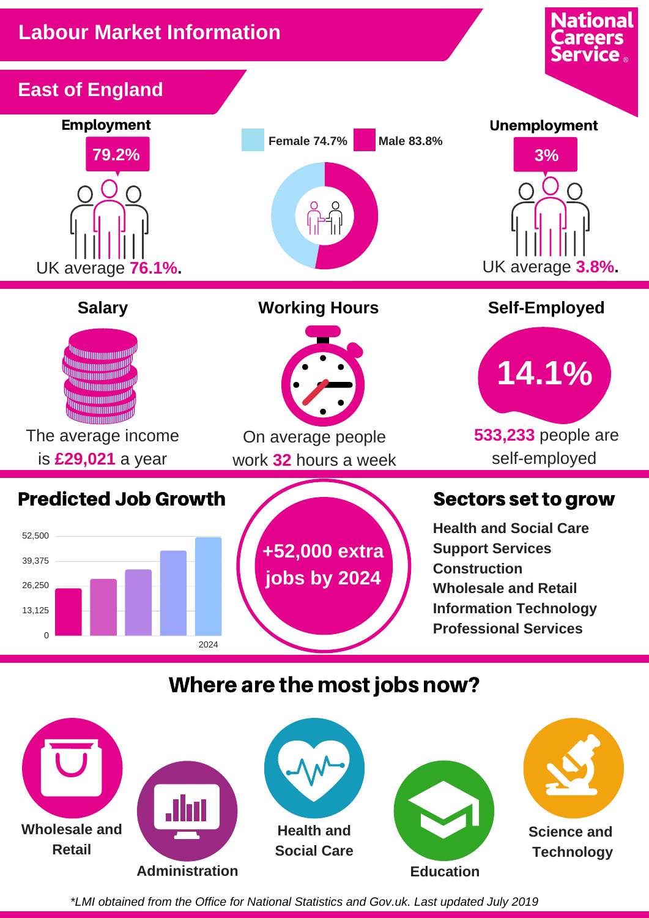# Labour Market Information

National Careers Service

## East of England

### Employment

**79.2%**

UK average **76.1%.**

Female 74.7% | Male 83.8%

### Unemployment

**3%**

UK average **3.8%.**

### Salary

The average income is **£29,021** a year

### Working Hours

On average people work **32** hours a week

### Self-Employed

**14.1%**

**533,233** people are self-employed

### Predicted Job Growth

52,500
39,375
26,250
13,125
0
2024

**+52,000 extra jobs by 2024**

### Sectors set to grow

- Health and Social Care
- Support Services
- Construction
- Wholesale and Retail
- Information Technology
- Professional Services

## Where are the most jobs now?

- Wholesale and Retail
- Administration
- Health and Social Care
- Education
- Science and Technology

*\*LMI obtained from the Office for National Statistics and Gov.uk. Last updated July 2019*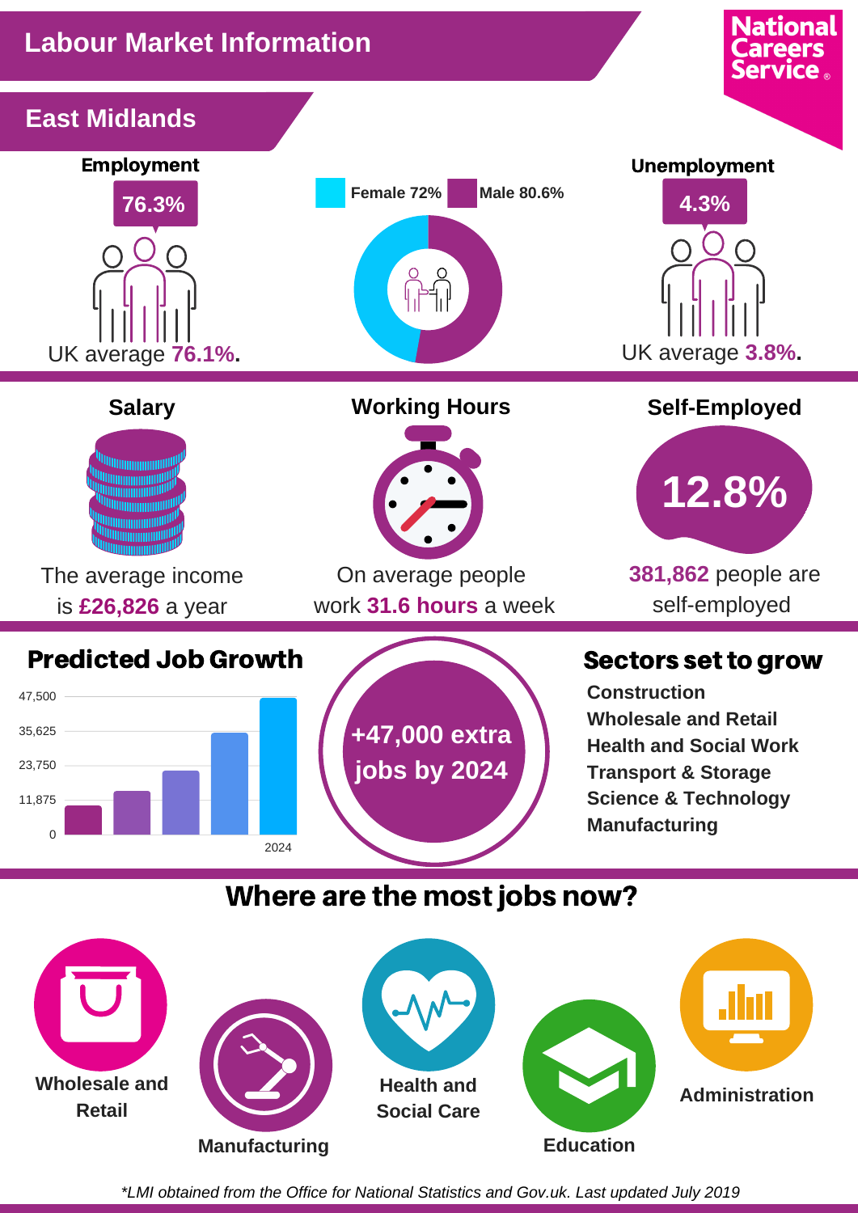# Labour Market Information

National Careers Service

## East Midlands

**Employment**

**76.3%**

UK average **76.1%.**

Female 72% | Male 80.6%

**Unemployment**

**4.3%**

UK average **3.8%.**

**Salary**

The average income is **£26,826** a year

**Working Hours**

On average people work **31.6 hours** a week

**Self-Employed**

**12.8%**

**381,862** people are self-employed

## Predicted Job Growth

47,500
35,625
23,750
11,875
0

2024

**+47,000 extra jobs by 2024**

## Sectors set to grow

- Construction
- Wholesale and Retail
- Health and Social Work
- Transport & Storage
- Science & Technology
- Manufacturing

## Where are the most jobs now?

- Wholesale and Retail
- Manufacturing
- Health and Social Care
- Education
- Administration

*LMI obtained from the Office for National Statistics and Gov.uk. Last updated July 2019*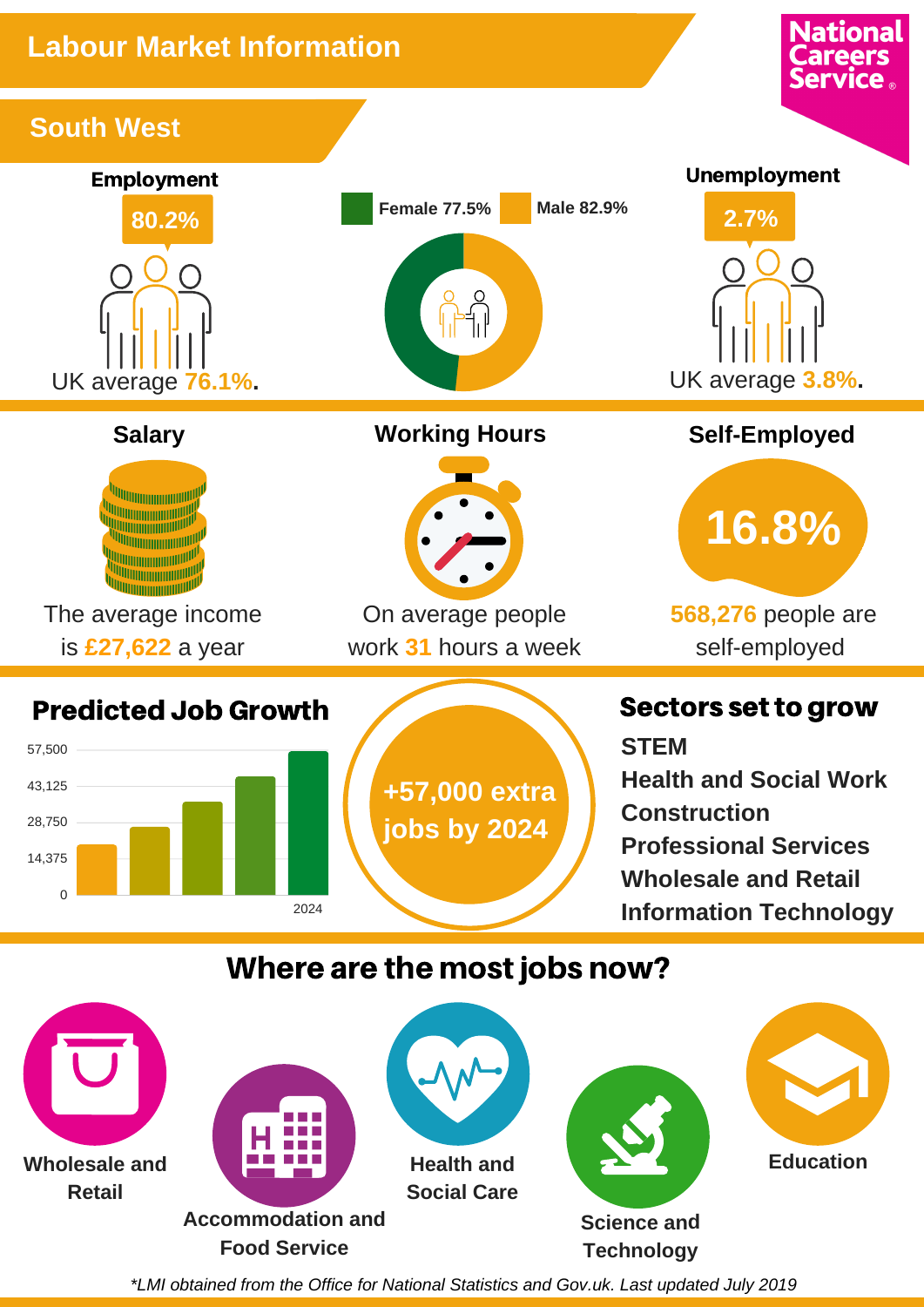# Labour Market Information

National Careers Service

## South West

### Employment

**80.2%**

UK average **76.1%**.

Female 77.5% | Male 82.9%

### Unemployment

**2.7%**

UK average **3.8%**.

### Salary

The average income is **£27,622** a year

### Working Hours

On average people work **31** hours a week

### Self-Employed

**16.8%**

**568,276** people are self-employed

### Predicted Job Growth

57,500
43,125
28,750
14,375
0

2024

**+57,000 extra jobs by 2024**

### Sectors set to grow

- **STEM**
- **Health and Social Work**
- **Construction**
- **Professional Services**
- **Wholesale and Retail**
- **Information Technology**

## Where are the most jobs now?

- **Wholesale and Retail**
- **Accommodation and Food Service**
- **Health and Social Care**
- **Science and Technology**
- **Education**

*\*LMI obtained from the Office for National Statistics and Gov.uk. Last updated July 2019*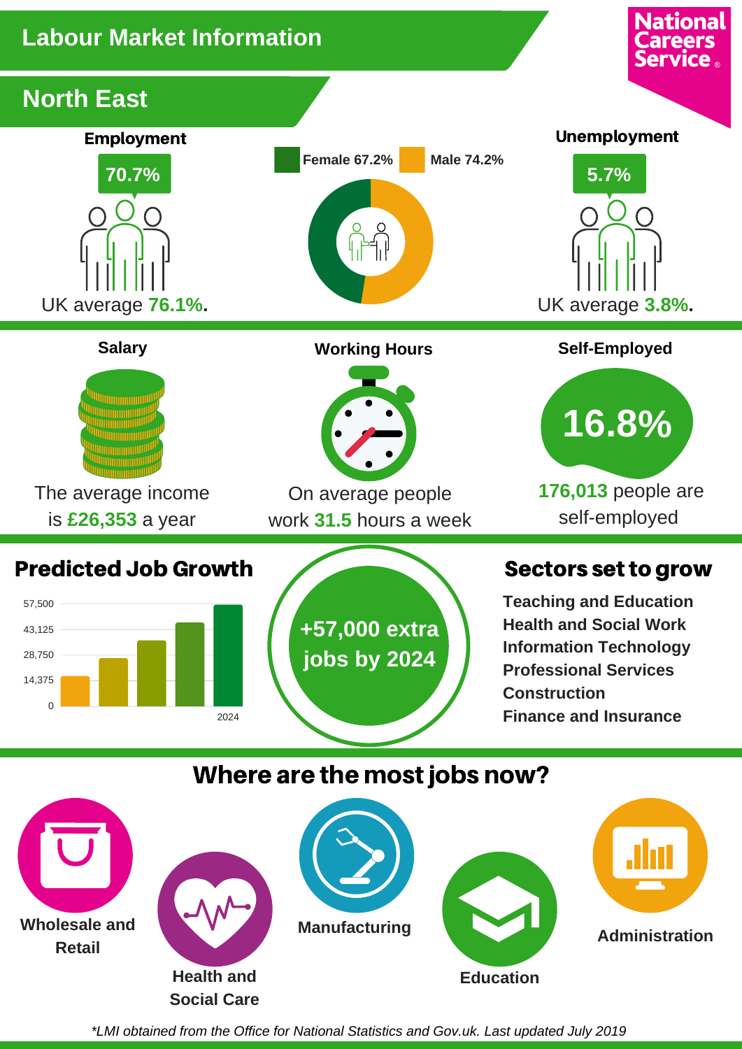# Labour Market Information

National Careers Service

## North East

### Employment

**70.7%**

UK average **76.1%.**

Female 67.2% Male 74.2%

### Unemployment

**5.7%**

UK average **3.8%.**

### Salary

The average income is **£26,353** a year

### Working Hours

On average people work **31.5** hours a week

### Self-Employed

**16.8%**

**176,013** people are self-employed

## Predicted Job Growth

57,500
43,125
28,750
14,375
0

2024

**+57,000 extra jobs by 2024**

## Sectors set to grow

- **Teaching and Education**
- **Health and Social Work**
- **Information Technology**
- **Professional Services**
- **Construction**
- **Finance and Insurance**

## Where are the most jobs now?

- **Wholesale and Retail**
- **Health and Social Care**
- **Manufacturing**
- **Education**
- **Administration**

*\*LMI obtained from the Office for National Statistics and Gov.uk. Last updated July 2019*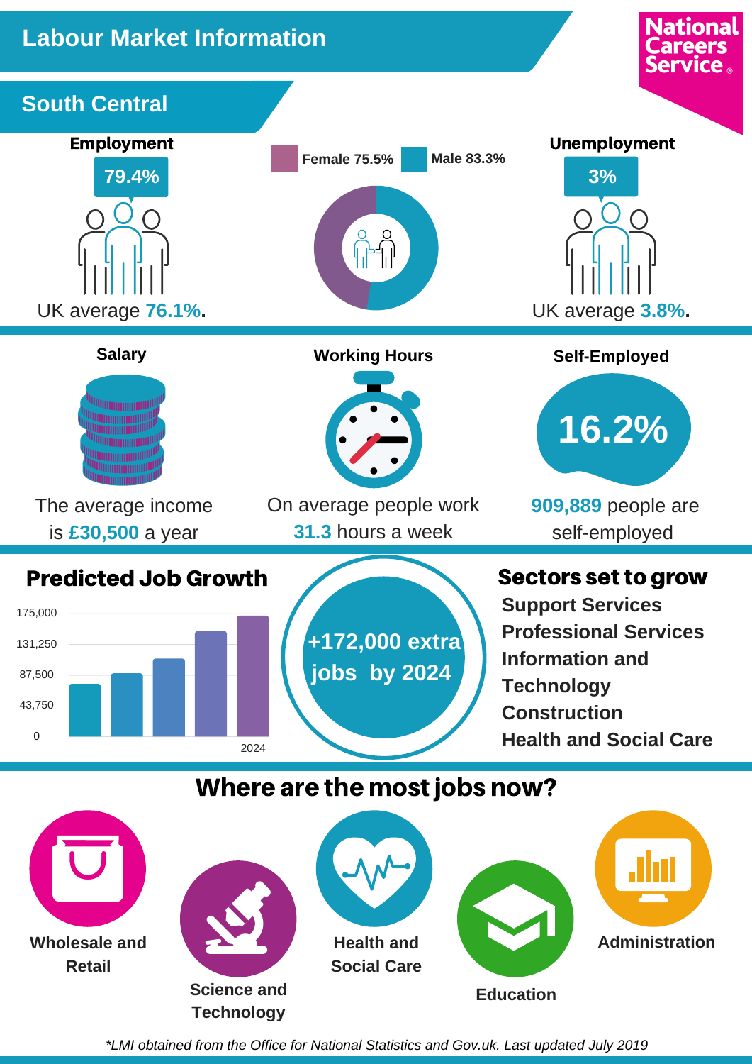# Labour Market Information

National Careers Service

## South Central

### Employment

**79.4%**

UK average **76.1%**.

Female 75.5% | Male 83.3%

### Unemployment

**3%**

UK average **3.8%**.

### Salary

The average income is **£30,500** a year

### Working Hours

On average people work **31.3** hours a week

### Self-Employed

**16.2%**

**909,889** people are self-employed

### Predicted Job Growth

175,000
131,250
87,500
43,750
0

2024

**+172,000 extra jobs by 2024**

### Sectors set to grow

- **Support Services**
- **Professional Services**
- **Information and Technology**
- **Construction**
- **Health and Social Care**

## Where are the most jobs now?

- **Wholesale and Retail**
- **Science and Technology**
- **Health and Social Care**
- **Education**
- **Administration**

*\*LMI obtained from the Office for National Statistics and Gov.uk. Last updated July 2019*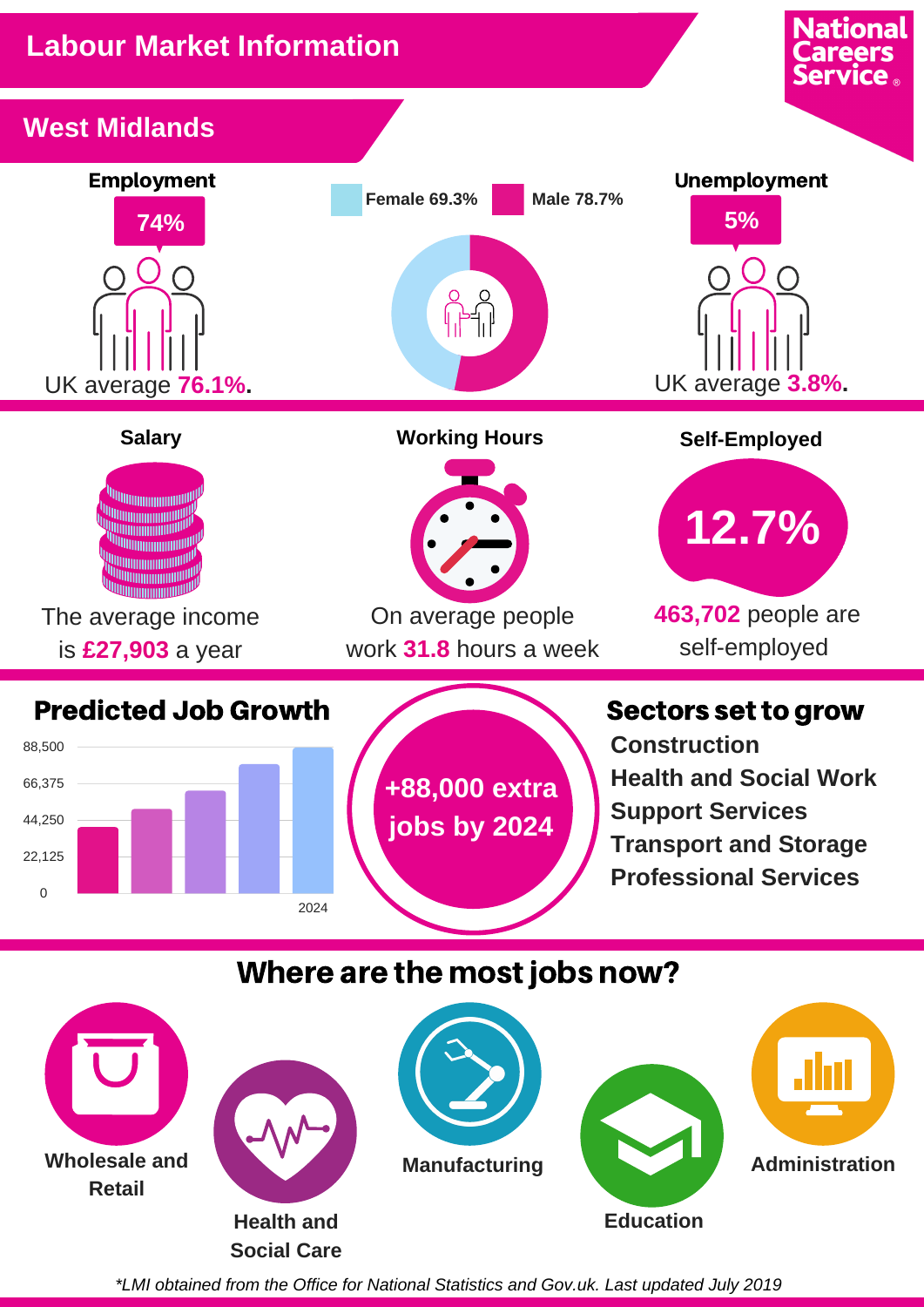# Labour Market Information

National Careers Service

## West Midlands

### Employment

**74%**

UK average **76.1%**.

Female 69.3% | Male 78.7%

### Unemployment

**5%**

UK average **3.8%**.

### Salary

The average income is **£27,903** a year

### Working Hours

On average people work **31.8** hours a week

### Self-Employed

**12.7%**

**463,702** people are self-employed

### Predicted Job Growth

88,500
66,375
44,250
22,125
0

2024

**+88,000 extra jobs by 2024**

### Sectors set to grow

- Construction
- Health and Social Work
- Support Services
- Transport and Storage
- Professional Services

## Where are the most jobs now?

- Wholesale and Retail
- Health and Social Care
- Manufacturing
- Education
- Administration

*\*LMI obtained from the Office for National Statistics and Gov.uk. Last updated July 2019*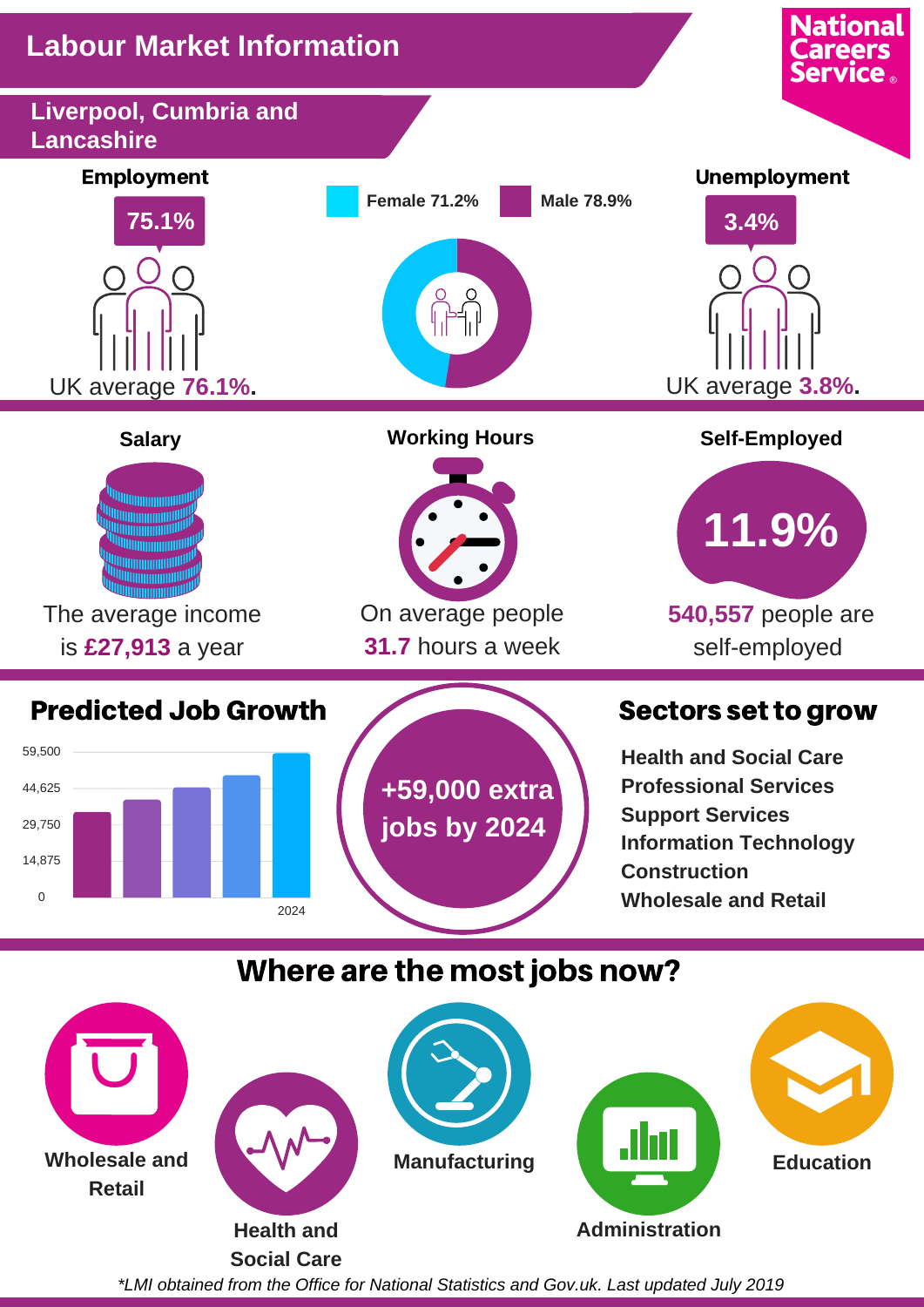# Labour Market Information

**National Careers Service**

## Liverpool, Cumbria and Lancashire

### Employment

**75.1%**

UK average **76.1%.**

Female 71.2% | Male 78.9%

### Unemployment

**3.4%**

UK average **3.8%.**

### Salary

The average income is **£27,913** a year

### Working Hours

On average people **31.7** hours a week

### Self-Employed

**11.9%**

**540,557** people are self-employed

## Predicted Job Growth

59,500
44,625
29,750
14,875
0

2024

**+59,000 extra jobs by 2024**

## Sectors set to grow

- Health and Social Care
- Professional Services
- Support Services
- Information Technology
- Construction
- Wholesale and Retail

## Where are the most jobs now?

- Wholesale and Retail
- Health and Social Care
- Manufacturing
- Administration
- Education

*\*LMI obtained from the Office for National Statistics and Gov.uk. Last updated July 2019*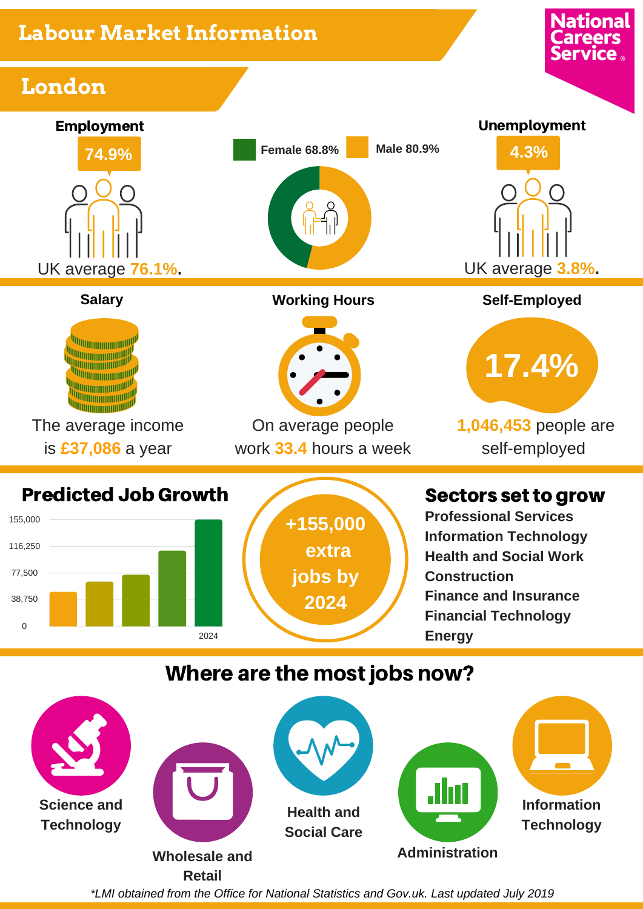# Labour Market Information

National Careers Service

## London

### Employment

74.9%

UK average **76.1%.**

Female 68.8%

Male 80.9%

### Unemployment

4.3%

UK average **3.8%.**

### Salary

The average income is **£37,086** a year

### Working Hours

On average people work **33.4** hours a week

### Self-Employed

17.4%

**1,046,453** people are self-employed

### Predicted Job Growth

155,000
116,250
77,500
38,750
0

2024

**+155,000 extra jobs by 2024**

### Sectors set to grow

- Professional Services
- Information Technology
- Health and Social Work
- Construction
- Finance and Insurance
- Financial Technology
- Energy

## Where are the most jobs now?

- Science and Technology
- Wholesale and Retail
- Health and Social Care
- Administration
- Information Technology

*\*LMI obtained from the Office for National Statistics and Gov.uk. Last updated July 2019*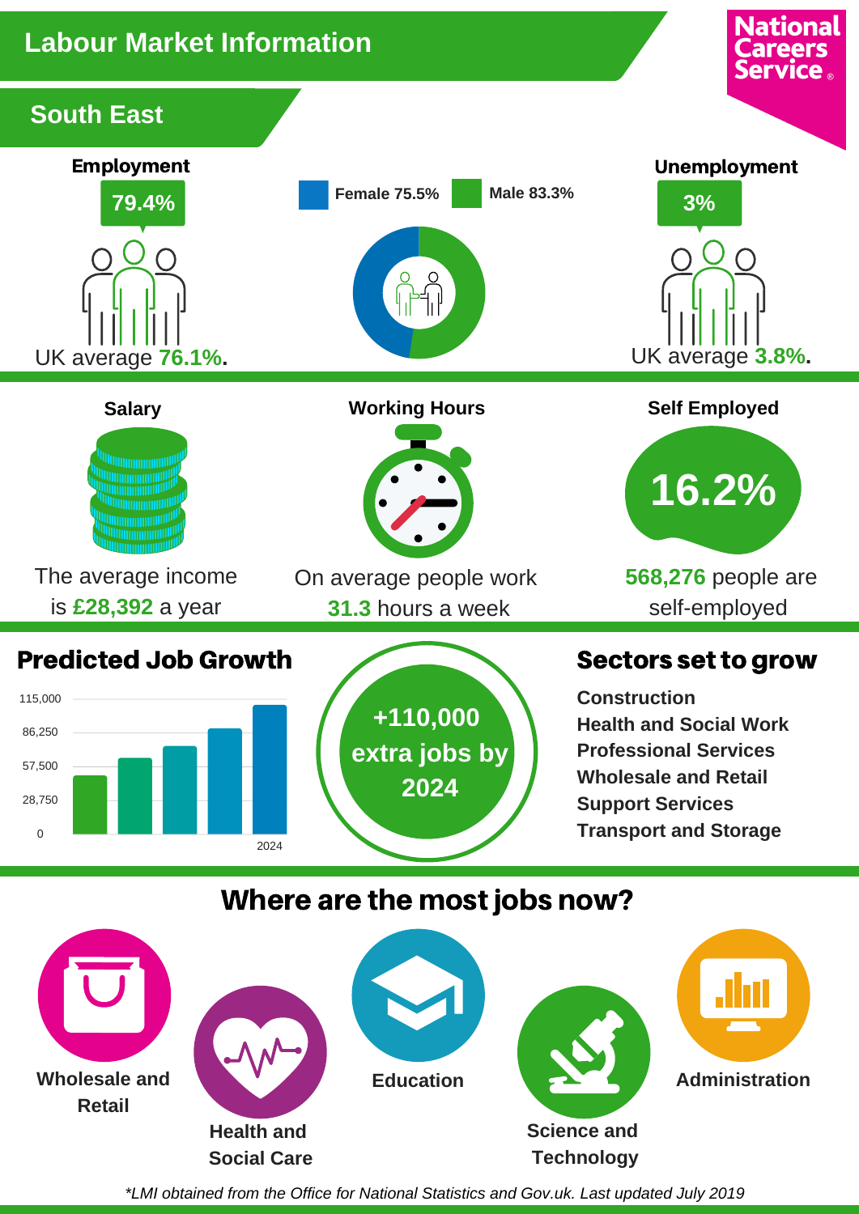# Labour Market Information

National Careers Service

## South East

### Employment

79.4%

UK average **76.1%**.

Female 75.5%    Male 83.3%

### Unemployment

3%

UK average **3.8%**.

### Salary

The average income is **£28,392** a year

### Working Hours

On average people work **31.3** hours a week

### Self Employed

16.2%

**568,276** people are self-employed

### Predicted Job Growth

115,000
86,250
57,500
28,750
0
2024

**+110,000 extra jobs by 2024**

### Sectors set to grow

- Construction
- Health and Social Work
- Professional Services
- Wholesale and Retail
- Support Services
- Transport and Storage

## Where are the most jobs now?

- Wholesale and Retail
- Health and Social Care
- Education
- Science and Technology
- Administration

*\*LMI obtained from the Office for National Statistics and Gov.uk. Last updated July 2019*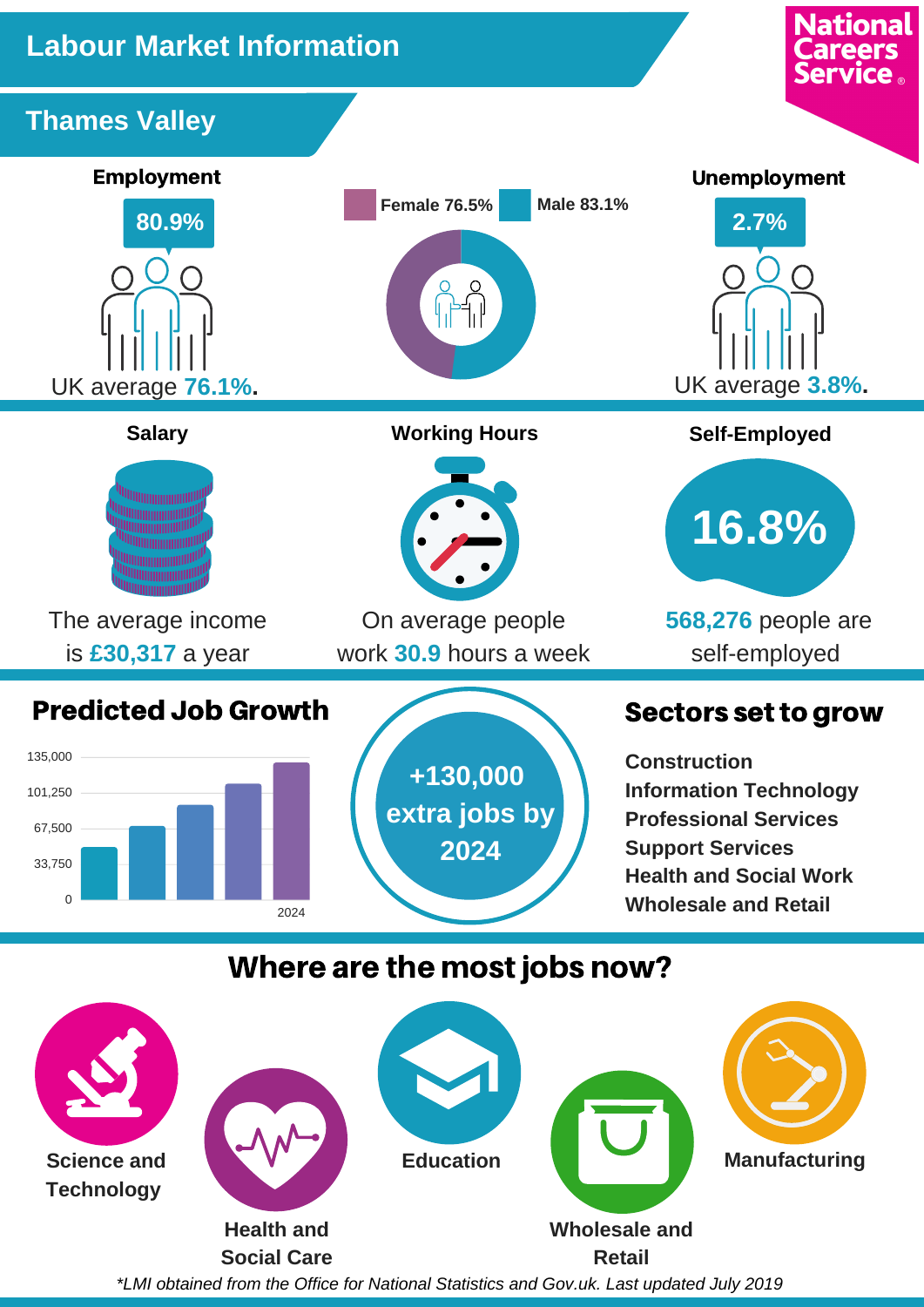# Labour Market Information

## Thames Valley

National Careers Service

### Employment

**80.9%**

UK average **76.1%**.

Female 76.5% | Male 83.1%

### Unemployment

**2.7%**

UK average **3.8%**.

### Salary

The average income is **£30,317** a year

### Working Hours

On average people work **30.9** hours a week

### Self-Employed

**16.8%**

**568,276** people are self-employed

## Predicted Job Growth

135,000
101,250
67,500
33,750
0
2024

**+130,000 extra jobs by 2024**

## Sectors set to grow

**Construction**
**Information Technology**
**Professional Services**
**Support Services**
**Health and Social Work**
**Wholesale and Retail**

## Where are the most jobs now?

**Science and Technology**

**Health and Social Care**

**Education**

**Wholesale and Retail**

**Manufacturing**

*\*LMI obtained from the Office for National Statistics and Gov.uk. Last updated July 2019*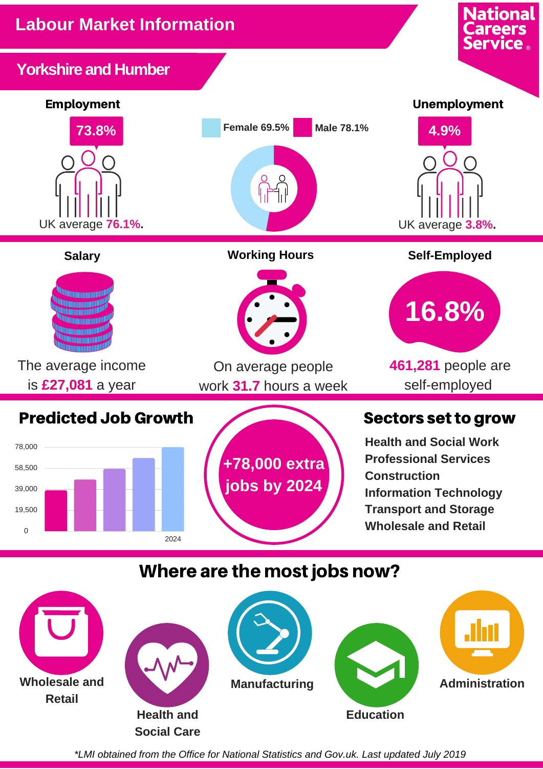# Labour Market Information

National Careers Service

## Yorkshire and Humber

### Employment

**73.8%**

UK average **76.1%**.

Female 69.5% | Male 78.1%

### Unemployment

**4.9%**

UK average **3.8%**.

### Salary

The average income is **£27,081** a year

### Working Hours

On average people work **31.7** hours a week

### Self-Employed

**16.8%**

**461,281** people are self-employed

## Predicted Job Growth

78,000
58,500
39,000
19,500
0

2024

**+78,000 extra jobs by 2024**

## Sectors set to grow

- Health and Social Work
- Professional Services
- Construction
- Information Technology
- Transport and Storage
- Wholesale and Retail

## Where are the most jobs now?

- Wholesale and Retail
- Health and Social Care
- Manufacturing
- Education
- Administration

*\*LMI obtained from the Office for National Statistics and Gov.uk. Last updated July 2019*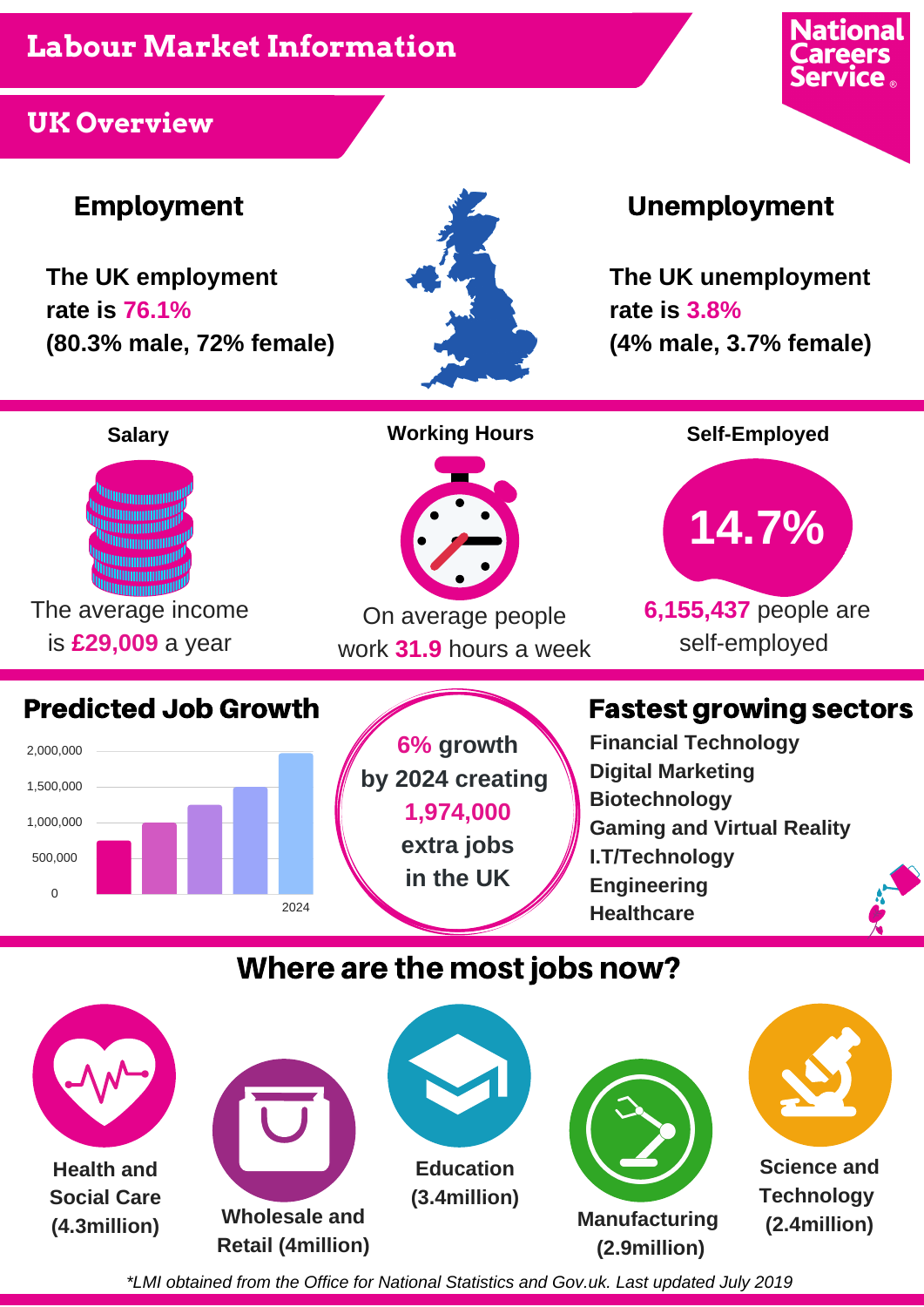# Labour Market Information

National Careers Service

## UK Overview

### Employment

**The UK employment rate is 76.1%**
**(80.3% male, 72% female)**

### Unemployment

**The UK unemployment rate is 3.8%**
**(4% male, 3.7% female)**

**Salary**

The average income is **£29,009** a year

**Working Hours**

On average people work **31.9** hours a week

**Self-Employed**

**14.7%**

**6,155,437** people are self-employed

### Predicted Job Growth

2,000,000
1,500,000
1,000,000
500,000
0
2024

**6% growth by 2024 creating 1,974,000 extra jobs in the UK**

### Fastest growing sectors

- **Financial Technology**
- **Digital Marketing**
- **Biotechnology**
- **Gaming and Virtual Reality**
- **I.T/Technology**
- **Engineering**
- **Healthcare**

## Where are the most jobs now?

- **Health and Social Care (4.3million)**
- **Wholesale and Retail (4million)**
- **Education (3.4million)**
- **Manufacturing (2.9million)**
- **Science and Technology (2.4million)**

*\*LMI obtained from the Office for National Statistics and Gov.uk. Last updated July 2019*